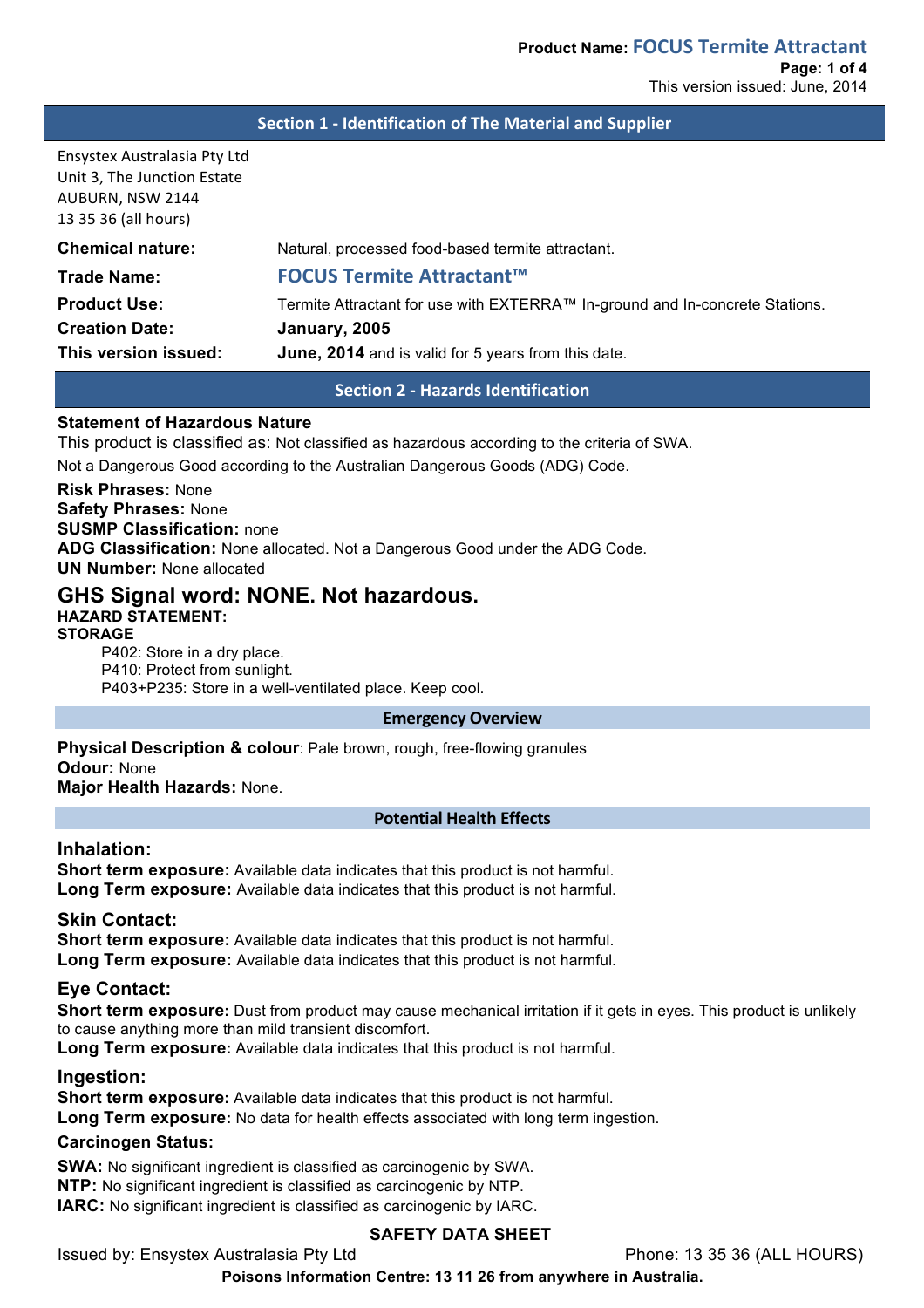## Section 1 - Identification of The Material and Supplier

Ensystex Australasia Pty Ltd
Unit 3, The Junction Estate
AUBURN, NSW 2144
13 35 36 (all hours)

**Chemical nature:** Natural, processed food-based termite attractant.

**Trade Name:** FOCUS Termite Attractant™

**Product Use:** Termite Attractant for use with EXTERRA™ In-ground and In-concrete Stations.

**Creation Date:** **January, 2005**

**This version issued:** **June, 2014** and is valid for 5 years from this date.

## Section 2 - Hazards Identification

**Statement of Hazardous Nature**

This product is classified as: Not classified as hazardous according to the criteria of SWA.

Not a Dangerous Good according to the Australian Dangerous Goods (ADG) Code.

**Risk Phrases:** None
**Safety Phrases:** None
**SUSMP Classification:** none
**ADG Classification:** None allocated. Not a Dangerous Good under the ADG Code.
**UN Number:** None allocated

### GHS Signal word: NONE. Not hazardous.

**HAZARD STATEMENT:**
**STORAGE**

P402: Store in a dry place.
P410: Protect from sunlight.
P403+P235: Store in a well-ventilated place. Keep cool.

### Emergency Overview

**Physical Description & colour**: Pale brown, rough, free-flowing granules
**Odour:** None
**Major Health Hazards:** None.

### Potential Health Effects

#### Inhalation:

**Short term exposure:** Available data indicates that this product is not harmful.
**Long Term exposure:** Available data indicates that this product is not harmful.

#### Skin Contact:

**Short term exposure:** Available data indicates that this product is not harmful.
**Long Term exposure:** Available data indicates that this product is not harmful.

#### Eye Contact:

**Short term exposure:** Dust from product may cause mechanical irritation if it gets in eyes. This product is unlikely to cause anything more than mild transient discomfort.
**Long Term exposure:** Available data indicates that this product is not harmful.

#### Ingestion:

**Short term exposure:** Available data indicates that this product is not harmful.
**Long Term exposure:** No data for health effects associated with long term ingestion.

**Carcinogen Status:**

**SWA:** No significant ingredient is classified as carcinogenic by SWA.
**NTP:** No significant ingredient is classified as carcinogenic by NTP.
**IARC:** No significant ingredient is classified as carcinogenic by IARC.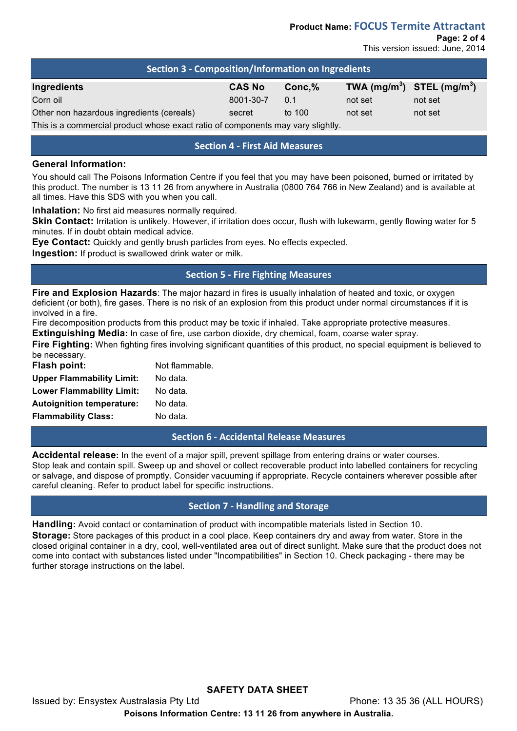## Section 3 - Composition/Information on Ingredients

| Ingredients | CAS No | Conc,% | TWA ($mg/m^3$) | STEL ($mg/m^3$) |
|---|---|---|---|---|
| Corn oil | 8001-30-7 | 0.1 | not set | not set |
| Other non hazardous ingredients (cereals) | secret | to 100 | not set | not set |

This is a commercial product whose exact ratio of components may vary slightly.

## Section 4 - First Aid Measures

**General Information:**

You should call The Poisons Information Centre if you feel that you may have been poisoned, burned or irritated by this product. The number is 13 11 26 from anywhere in Australia (0800 764 766 in New Zealand) and is available at all times. Have this SDS with you when you call.

**Inhalation:** No first aid measures normally required.

**Skin Contact:** Irritation is unlikely. However, if irritation does occur, flush with lukewarm, gently flowing water for 5 minutes. If in doubt obtain medical advice.

**Eye Contact:** Quickly and gently brush particles from eyes. No effects expected.

**Ingestion:** If product is swallowed drink water or milk.

## Section 5 - Fire Fighting Measures

**Fire and Explosion Hazards**: The major hazard in fires is usually inhalation of heated and toxic, or oxygen deficient (or both), fire gases. There is no risk of an explosion from this product under normal circumstances if it is involved in a fire.

Fire decomposition products from this product may be toxic if inhaled. Take appropriate protective measures.

**Extinguishing Media:** In case of fire, use carbon dioxide, dry chemical, foam, coarse water spray.

**Fire Fighting:** When fighting fires involving significant quantities of this product, no special equipment is believed to be necessary.

**Flash point:** Not flammable.

**Upper Flammability Limit:** No data.

**Lower Flammability Limit:** No data.

**Autoignition temperature:** No data.

**Flammability Class:** No data.

## Section 6 - Accidental Release Measures

**Accidental release:** In the event of a major spill, prevent spillage from entering drains or water courses. Stop leak and contain spill. Sweep up and shovel or collect recoverable product into labelled containers for recycling or salvage, and dispose of promptly. Consider vacuuming if appropriate. Recycle containers wherever possible after careful cleaning. Refer to product label for specific instructions.

## Section 7 - Handling and Storage

**Handling:** Avoid contact or contamination of product with incompatible materials listed in Section 10.

**Storage:** Store packages of this product in a cool place. Keep containers dry and away from water. Store in the closed original container in a dry, cool, well-ventilated area out of direct sunlight. Make sure that the product does not come into contact with substances listed under "Incompatibilities" in Section 10. Check packaging - there may be further storage instructions on the label.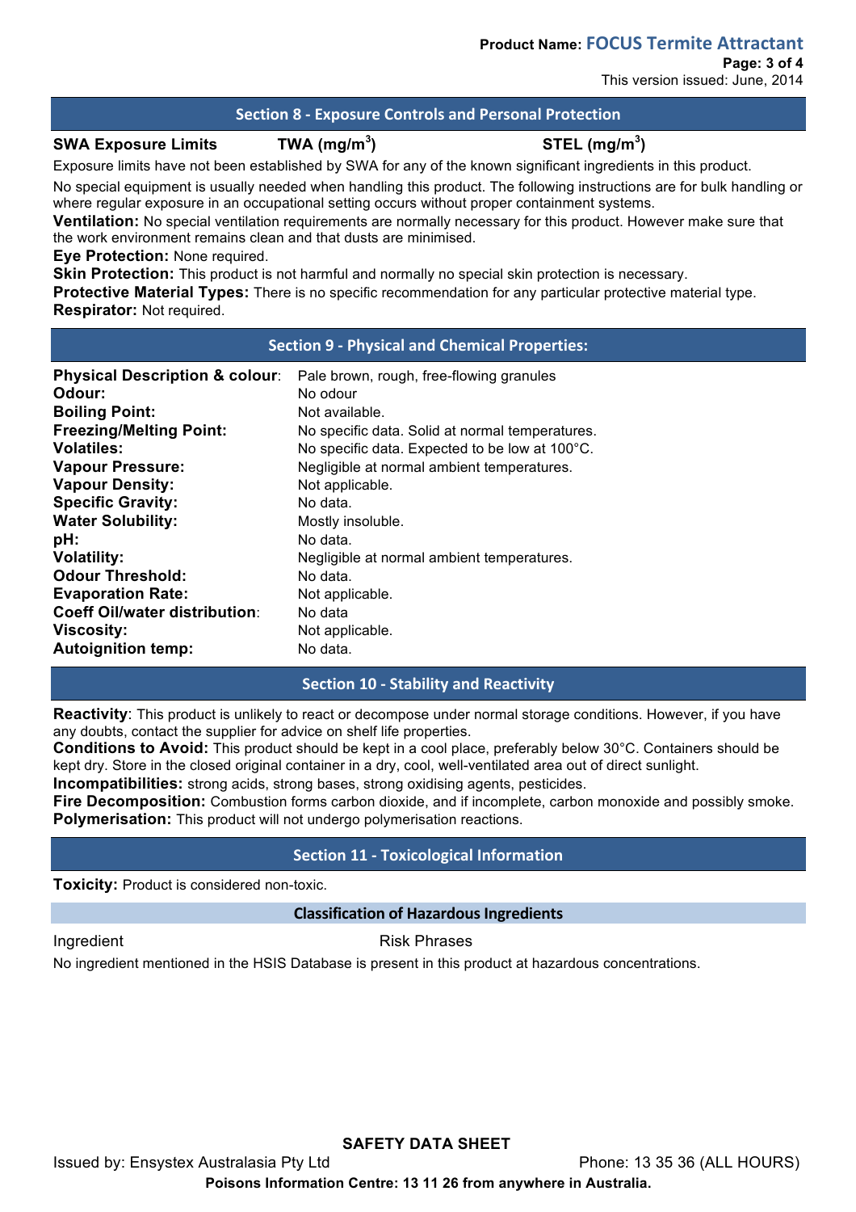## Section 8 - Exposure Controls and Personal Protection

| SWA Exposure Limits | TWA (mg/m$^3$) | STEL (mg/m$^3$) |
|---|---|---|

Exposure limits have not been established by SWA for any of the known significant ingredients in this product.

No special equipment is usually needed when handling this product. The following instructions are for bulk handling or where regular exposure in an occupational setting occurs without proper containment systems.

**Ventilation:** No special ventilation requirements are normally necessary for this product. However make sure that the work environment remains clean and that dusts are minimised.

**Eye Protection:** None required.

**Skin Protection:** This product is not harmful and normally no special skin protection is necessary.

**Protective Material Types:** There is no specific recommendation for any particular protective material type.

**Respirator:** Not required.

## Section 9 - Physical and Chemical Properties:

| | |
|---|---|
| **Physical Description & colour**: | Pale brown, rough, free-flowing granules |
| **Odour:** | No odour |
| **Boiling Point:** | Not available. |
| **Freezing/Melting Point:** | No specific data. Solid at normal temperatures. |
| **Volatiles:** | No specific data. Expected to be low at 100°C. |
| **Vapour Pressure:** | Negligible at normal ambient temperatures. |
| **Vapour Density:** | Not applicable. |
| **Specific Gravity:** | No data. |
| **Water Solubility:** | Mostly insoluble. |
| **pH:** | No data. |
| **Volatility:** | Negligible at normal ambient temperatures. |
| **Odour Threshold:** | No data. |
| **Evaporation Rate:** | Not applicable. |
| **Coeff Oil/water distribution**: | No data |
| **Viscosity:** | Not applicable. |
| **Autoignition temp:** | No data. |

## Section 10 - Stability and Reactivity

**Reactivity**: This product is unlikely to react or decompose under normal storage conditions. However, if you have any doubts, contact the supplier for advice on shelf life properties.

**Conditions to Avoid:** This product should be kept in a cool place, preferably below 30°C. Containers should be kept dry. Store in the closed original container in a dry, cool, well-ventilated area out of direct sunlight.

**Incompatibilities:** strong acids, strong bases, strong oxidising agents, pesticides.

**Fire Decomposition:** Combustion forms carbon dioxide, and if incomplete, carbon monoxide and possibly smoke.

**Polymerisation:** This product will not undergo polymerisation reactions.

## Section 11 - Toxicological Information

**Toxicity:** Product is considered non-toxic.

### Classification of Hazardous Ingredients

| Ingredient | Risk Phrases |
|---|---|

No ingredient mentioned in the HSIS Database is present in this product at hazardous concentrations.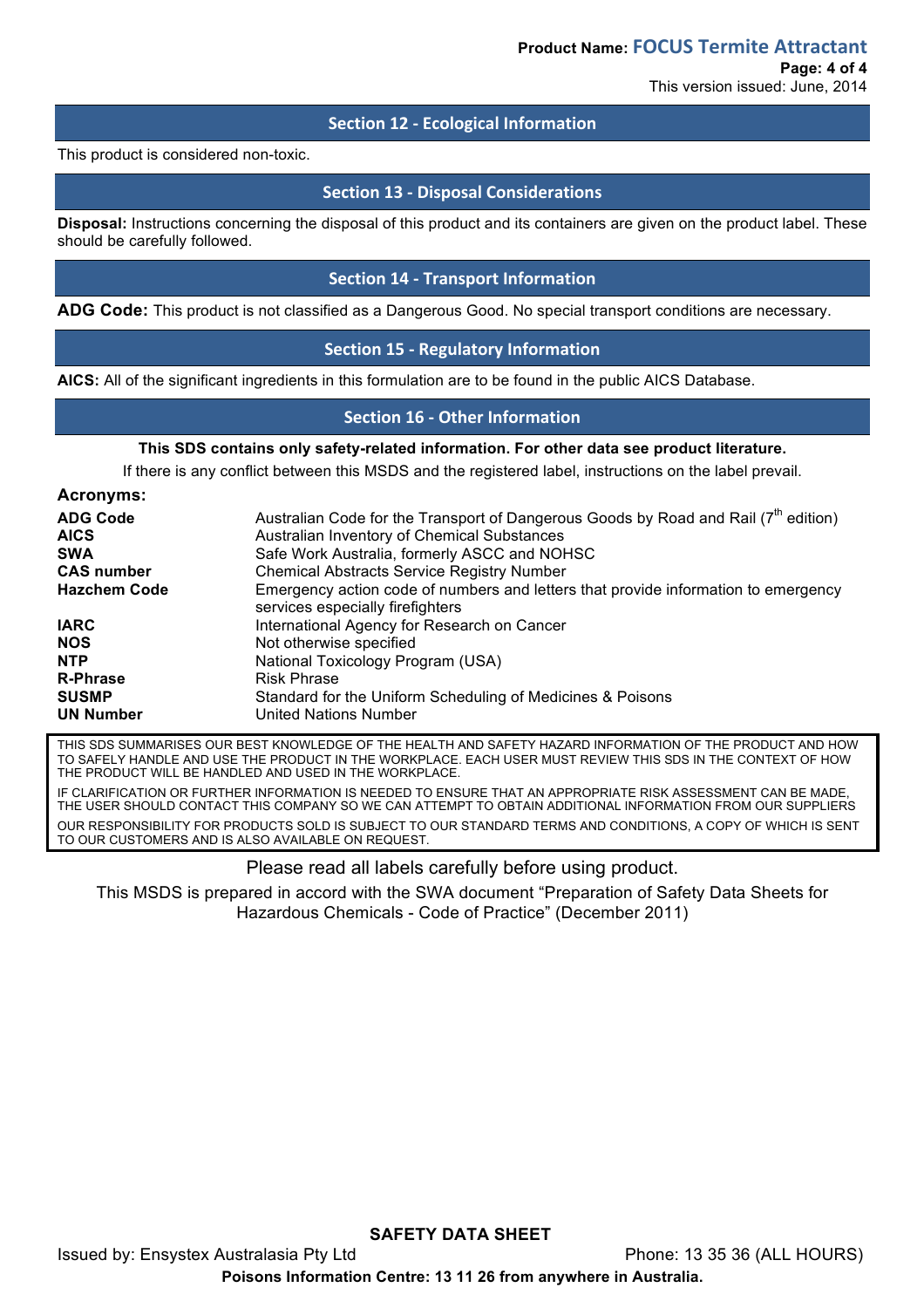## Section 12 - Ecological Information

This product is considered non-toxic.

## Section 13 - Disposal Considerations

**Disposal:** Instructions concerning the disposal of this product and its containers are given on the product label. These should be carefully followed.

## Section 14 - Transport Information

**ADG Code:** This product is not classified as a Dangerous Good. No special transport conditions are necessary.

## Section 15 - Regulatory Information

**AICS:** All of the significant ingredients in this formulation are to be found in the public AICS Database.

## Section 16 - Other Information

**This SDS contains only safety-related information. For other data see product literature.**

If there is any conflict between this MSDS and the registered label, instructions on the label prevail.

**Acronyms:**

| | |
|---|---|
| **ADG Code** | Australian Code for the Transport of Dangerous Goods by Road and Rail (7th edition) |
| **AICS** | Australian Inventory of Chemical Substances |
| **SWA** | Safe Work Australia, formerly ASCC and NOHSC |
| **CAS number** | Chemical Abstracts Service Registry Number |
| **Hazchem Code** | Emergency action code of numbers and letters that provide information to emergency services especially firefighters |
| **IARC** | International Agency for Research on Cancer |
| **NOS** | Not otherwise specified |
| **NTP** | National Toxicology Program (USA) |
| **R-Phrase** | Risk Phrase |
| **SUSMP** | Standard for the Uniform Scheduling of Medicines & Poisons |
| **UN Number** | United Nations Number |

THIS SDS SUMMARISES OUR BEST KNOWLEDGE OF THE HEALTH AND SAFETY HAZARD INFORMATION OF THE PRODUCT AND HOW TO SAFELY HANDLE AND USE THE PRODUCT IN THE WORKPLACE. EACH USER MUST REVIEW THIS SDS IN THE CONTEXT OF HOW THE PRODUCT WILL BE HANDLED AND USED IN THE WORKPLACE.

IF CLARIFICATION OR FURTHER INFORMATION IS NEEDED TO ENSURE THAT AN APPROPRIATE RISK ASSESSMENT CAN BE MADE, THE USER SHOULD CONTACT THIS COMPANY SO WE CAN ATTEMPT TO OBTAIN ADDITIONAL INFORMATION FROM OUR SUPPLIERS

OUR RESPONSIBILITY FOR PRODUCTS SOLD IS SUBJECT TO OUR STANDARD TERMS AND CONDITIONS, A COPY OF WHICH IS SENT TO OUR CUSTOMERS AND IS ALSO AVAILABLE ON REQUEST.

Please read all labels carefully before using product.

This MSDS is prepared in accord with the SWA document "Preparation of Safety Data Sheets for Hazardous Chemicals - Code of Practice" (December 2011)